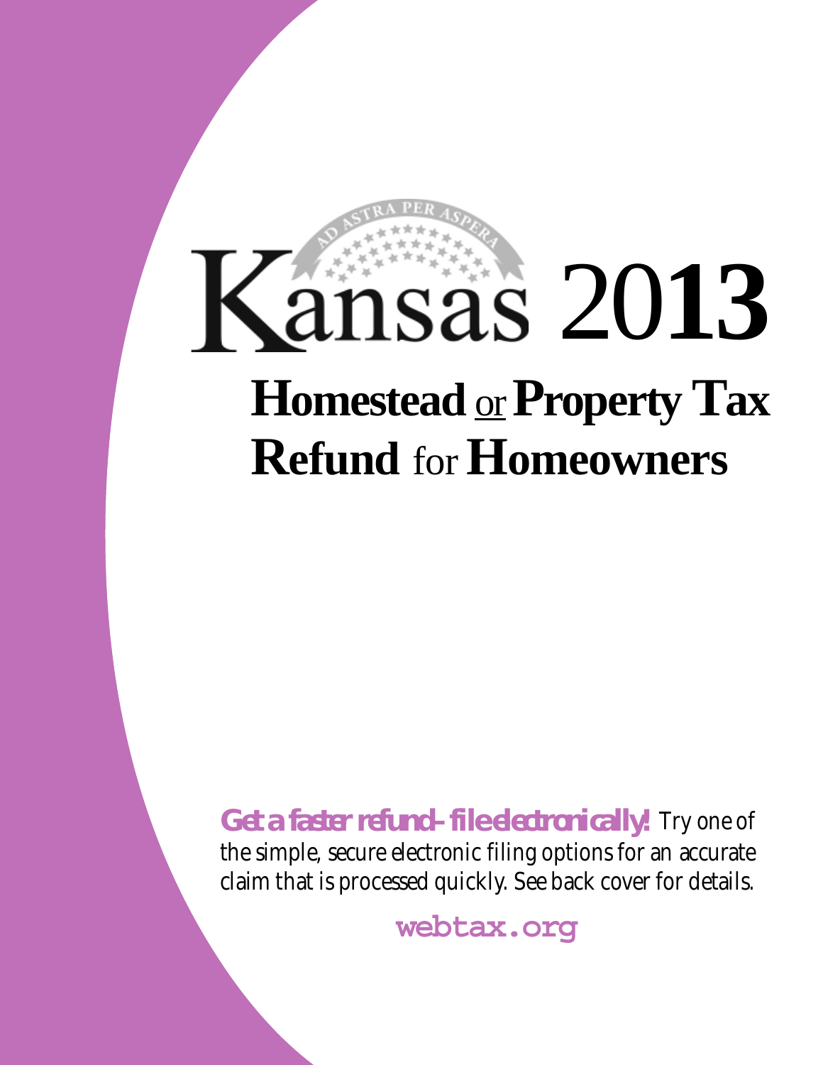# Kansas 2013

## Homestead or Property Tax Refund for Homeowners

**Get a faster refund – file electronically!** Try one of the simple, secure electronic filing options for an accurate claim that is processed quickly. See back cover for details.

**webtax.org**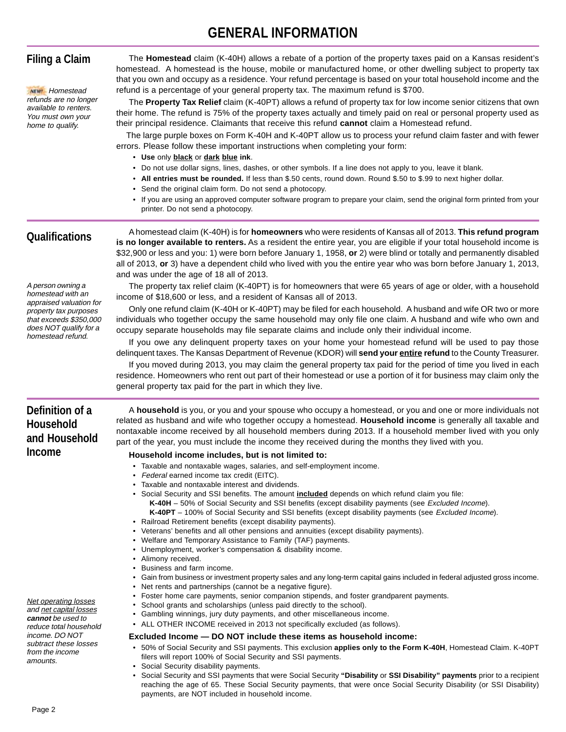# GENERAL INFORMATION

## Filing a Claim

*NEW! Homestead refunds are no longer available to renters. You must own your home to qualify.*

The **Homestead** claim (K-40H) allows a rebate of a portion of the property taxes paid on a Kansas resident's homestead. A homestead is the house, mobile or manufactured home, or other dwelling subject to property tax that you own and occupy as a residence. Your refund percentage is based on your total household income and the refund is a percentage of your general property tax. The maximum refund is $700.

The **Property Tax Relief** claim (K-40PT) allows a refund of property tax for low income senior citizens that own their home. The refund is 75% of the property taxes actually and timely paid on real or personal property used as their principal residence. Claimants that receive this refund **cannot** claim a Homestead refund.

The large purple boxes on Form K-40H and K-40PT allow us to process your refund claim faster and with fewer errors. Please follow these important instructions when completing your form:

- **Use** only **black** or **dark blue ink**.
- Do not use dollar signs, lines, dashes, or other symbols. If a line does not apply to you, leave it blank.
- **All entries must be rounded.** If less than $.50 cents, round down. Round $.50 to $.99 to next higher dollar.
- Send the original claim form. Do not send a photocopy.
- If you are using an approved computer software program to prepare your claim, send the original form printed from your printer. Do not send a photocopy.

## Qualifications

A homestead claim (K-40H) is for **homeowners** who were residents of Kansas all of 2013. **This refund program is no longer available to renters.** As a resident the entire year, you are eligible if your total household income is $32,900 or less and you: 1) were born before January 1, 1958, **or** 2) were blind or totally and permanently disabled all of 2013, **or** 3) have a dependent child who lived with you the entire year who was born before January 1, 2013, and was under the age of 18 all of 2013.

*A person owning a homestead with an appraised valuation for property tax purposes that exceeds $350,000 does NOT qualify for a homestead refund.*

The property tax relief claim (K-40PT) is for homeowners that were 65 years of age or older, with a household income of $18,600 or less, and a resident of Kansas all of 2013.

Only one refund claim (K-40H or K-40PT) may be filed for each household. A husband and wife OR two or more individuals who together occupy the same household may only file one claim. A husband and wife who own and occupy separate households may file separate claims and include only their individual income.

If you owe any delinquent property taxes on your home your homestead refund will be used to pay those delinquent taxes. The Kansas Department of Revenue (KDOR) will **send your entire refund** to the County Treasurer.

If you moved during 2013, you may claim the general property tax paid for the period of time you lived in each residence. Homeowners who rent out part of their homestead or use a portion of it for business may claim only the general property tax paid for the part in which they live.

## Definition of a Household and Household Income

A **household** is you, or you and your spouse who occupy a homestead, or you and one or more individuals not related as husband and wife who together occupy a homestead. **Household income** is generally all taxable and nontaxable income received by all household members during 2013. If a household member lived with you only part of the year, you must include the income they received during the months they lived with you.

### Household income includes, but is not limited to:

- Taxable and nontaxable wages, salaries, and self-employment income.
- *Federal* earned income tax credit (EITC).
- Taxable and nontaxable interest and dividends.
- Social Security and SSI benefits. The amount **included** depends on which refund claim you file:
  - **K-40H** – 50% of Social Security and SSI benefits (except disability payments (see *Excluded Income*).
  - **K-40PT** – 100% of Social Security and SSI benefits (except disability payments (see *Excluded Income*).
- Railroad Retirement benefits (except disability payments).
- Veterans' benefits and all other pensions and annuities (except disability payments).
- Welfare and Temporary Assistance to Family (TAF) payments.
- Unemployment, worker's compensation & disability income.
- Alimony received.
- Business and farm income.
- Gain from business or investment property sales and any long-term capital gains included in federal adjusted gross income.
- Net rents and partnerships (cannot be a negative figure).
- Foster home care payments, senior companion stipends, and foster grandparent payments.
- School grants and scholarships (unless paid directly to the school).
- Gambling winnings, jury duty payments, and other miscellaneous income.
- ALL OTHER INCOME received in 2013 not specifically excluded (as follows).

*Net operating losses and net capital losses **cannot** be used to reduce total household income. DO NOT subtract these losses from the income amounts.*

### Excluded Income — DO NOT include these items as household income:

- 50% of Social Security and SSI payments. This exclusion **applies only to the Form K-40H**, Homestead Claim. K-40PT filers will report 100% of Social Security and SSI payments.
- Social Security disability payments.
- Social Security and SSI payments that were Social Security **"Disability** or **SSI Disability" payments** prior to a recipient reaching the age of 65. These Social Security payments, that were once Social Security Disability (or SSI Disability) payments, are NOT included in household income.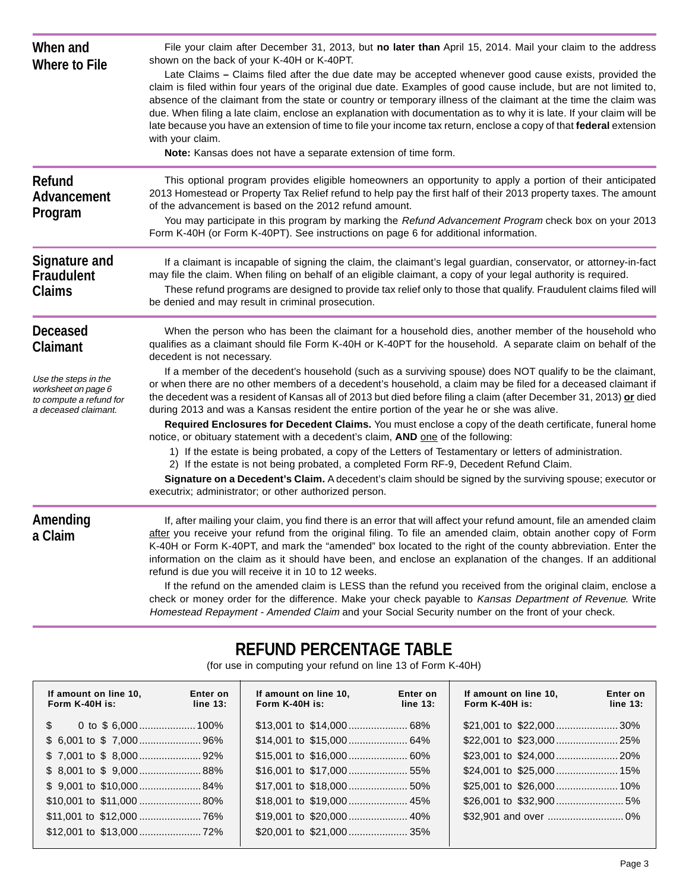## When and Where to File

File your claim after December 31, 2013, but **no later than** April 15, 2014. Mail your claim to the address shown on the back of your K-40H or K-40PT.

Late Claims – Claims filed after the due date may be accepted whenever good cause exists, provided the claim is filed within four years of the original due date. Examples of good cause include, but are not limited to, absence of the claimant from the state or country or temporary illness of the claimant at the time the claim was due. When filing a late claim, enclose an explanation with documentation as to why it is late. If your claim will be late because you have an extension of time to file your income tax return, enclose a copy of that **federal** extension with your claim.

**Note:** Kansas does not have a separate extension of time form.

## Refund Advancement Program

This optional program provides eligible homeowners an opportunity to apply a portion of their anticipated 2013 Homestead or Property Tax Relief refund to help pay the first half of their 2013 property taxes. The amount of the advancement is based on the 2012 refund amount.

You may participate in this program by marking the *Refund Advancement Program* check box on your 2013 Form K-40H (or Form K-40PT). See instructions on page 6 for additional information.

## Signature and Fraudulent Claims

If a claimant is incapable of signing the claim, the claimant's legal guardian, conservator, or attorney-in-fact may file the claim. When filing on behalf of an eligible claimant, a copy of your legal authority is required.

These refund programs are designed to provide tax relief only to those that qualify. Fraudulent claims filed will be denied and may result in criminal prosecution.

## Deceased Claimant

*Use the steps in the worksheet on page 6 to compute a refund for a deceased claimant.*

When the person who has been the claimant for a household dies, another member of the household who qualifies as a claimant should file Form K-40H or K-40PT for the household. A separate claim on behalf of the decedent is not necessary.

If a member of the decedent's household (such as a surviving spouse) does NOT qualify to be the claimant, or when there are no other members of a decedent's household, a claim may be filed for a deceased claimant if the decedent was a resident of Kansas all of 2013 but died before filing a claim (after December 31, 2013) **or** died during 2013 and was a Kansas resident the entire portion of the year he or she was alive.

**Required Enclosures for Decedent Claims.** You must enclose a copy of the death certificate, funeral home notice, or obituary statement with a decedent's claim, **AND** one of the following:

1) If the estate is being probated, a copy of the Letters of Testamentary or letters of administration.
2) If the estate is not being probated, a completed Form RF-9, Decedent Refund Claim.

**Signature on a Decedent's Claim.** A decedent's claim should be signed by the surviving spouse; executor or executrix; administrator; or other authorized person.

## Amending a Claim

If, after mailing your claim, you find there is an error that will affect your refund amount, file an amended claim after you receive your refund from the original filing. To file an amended claim, obtain another copy of Form K-40H or Form K-40PT, and mark the "amended" box located to the right of the county abbreviation. Enter the information on the claim as it should have been, and enclose an explanation of the changes. If an additional refund is due you will receive it in 10 to 12 weeks.

If the refund on the amended claim is LESS than the refund you received from the original claim, enclose a check or money order for the difference. Make your check payable to *Kansas Department of Revenue*. Write *Homestead Repayment - Amended Claim* and your Social Security number on the front of your check.

## REFUND PERCENTAGE TABLE

(for use in computing your refund on line 13 of Form K-40H)

| If amount on line 10, Form K-40H is: | Enter on line 13: | If amount on line 10, Form K-40H is: | Enter on line 13: | If amount on line 10, Form K-40H is: | Enter on line 13: |
|---|---|---|---|---|---|
| $ 0 to $ 6,000 | 100% | $13,001 to $14,000 | 68% | $21,001 to $22,000 | 30% |
| $ 6,001 to $ 7,000 | 96% | $14,001 to $15,000 | 64% | $22,001 to $23,000 | 25% |
| $ 7,001 to $ 8,000 | 92% | $15,001 to $16,000 | 60% | $23,001 to $24,000 | 20% |
| $ 8,001 to $ 9,000 | 88% | $16,001 to $17,000 | 55% | $24,001 to $25,000 | 15% |
| $ 9,001 to $10,000 | 84% | $17,001 to $18,000 | 50% | $25,001 to $26,000 | 10% |
| $10,001 to $11,000 | 80% | $18,001 to $19,000 | 45% | $26,001 to $32,900 | 5% |
| $11,001 to $12,000 | 76% | $19,001 to $20,000 | 40% | $32,901 and over | 0% |
| $12,001 to $13,000 | 72% | $20,001 to $21,000 | 35% | | |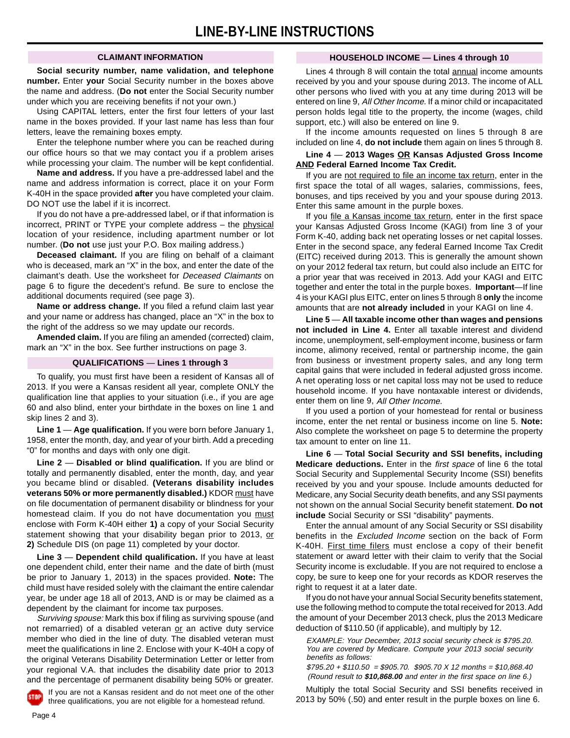# LINE-BY-LINE INSTRUCTIONS

## CLAIMANT INFORMATION

**Social security number, name validation, and telephone number.** Enter **your** Social Security number in the boxes above the name and address. (**Do not** enter the Social Security number under which you are receiving benefits if not your own.)

Using CAPITAL letters, enter the first four letters of your last name in the boxes provided. If your last name has less than four letters, leave the remaining boxes empty.

Enter the telephone number where you can be reached during our office hours so that we may contact you if a problem arises while processing your claim. The number will be kept confidential.

**Name and address.** If you have a pre-addressed label and the name and address information is correct, place it on your Form K-40H in the space provided **after** you have completed your claim. DO NOT use the label if it is incorrect.

If you do not have a pre-addressed label, or if that information is incorrect, PRINT or TYPE your complete address – the physical location of your residence, including apartment number or lot number. (**Do not** use just your P.O. Box mailing address.)

**Deceased claimant.** If you are filing on behalf of a claimant who is deceased, mark an "X" in the box, and enter the date of the claimant's death. Use the worksheet for *Deceased Claimants* on page 6 to figure the decedent's refund. Be sure to enclose the additional documents required (see page 3).

**Name or address change.** If you filed a refund claim last year and your name or address has changed, place an "X" in the box to the right of the address so we may update our records.

**Amended claim.** If you are filing an amended (corrected) claim, mark an "X" in the box. See further instructions on page 3.

## QUALIFICATIONS — Lines 1 through 3

To qualify, you must first have been a resident of Kansas all of 2013. If you were a Kansas resident all year, complete ONLY the qualification line that applies to your situation (i.e., if you are age 60 and also blind, enter your birthdate in the boxes on line 1 and skip lines 2 and 3).

**Line 1** — **Age qualification.** If you were born before January 1, 1958, enter the month, day, and year of your birth. Add a preceding "0" for months and days with only one digit.

**Line 2** — **Disabled or blind qualification.** If you are blind or totally and permanently disabled, enter the month, day, and year you became blind or disabled. **(Veterans disability includes veterans 50% or more permanently disabled.)** KDOR must have on file documentation of permanent disability or blindness for your homestead claim. If you do not have documentation you must enclose with Form K-40H either **1)** a copy of your Social Security statement showing that your disability began prior to 2013, or **2)** Schedule DIS (on page 11) completed by your doctor.

**Line 3** — **Dependent child qualification.** If you have at least one dependent child, enter their name and the date of birth (must be prior to January 1, 2013) in the spaces provided. **Note:** The child must have resided solely with the claimant the entire calendar year, be under age 18 all of 2013, AND is or may be claimed as a dependent by the claimant for income tax purposes.

*Surviving spouse:* Mark this box if filing as surviving spouse (and not remarried) of a disabled veteran or an active duty service member who died in the line of duty. The disabled veteran must meet the qualifications in line 2. Enclose with your K-40H a copy of the original Veterans Disability Determination Letter or letter from your regional V.A. that includes the disability date prior to 2013 and the percentage of permanent disability being 50% or greater.

STOP If you are not a Kansas resident and do not meet one of the other three qualifications, you are not eligible for a homestead refund.

## HOUSEHOLD INCOME — Lines 4 through 10

Lines 4 through 8 will contain the total annual income amounts received by you and your spouse during 2013. The income of ALL other persons who lived with you at any time during 2013 will be entered on line 9, *All Other Income*. If a minor child or incapacitated person holds legal title to the property, the income (wages, child support, etc.) will also be entered on line 9.

If the income amounts requested on lines 5 through 8 are included on line 4, **do not include** them again on lines 5 through 8.

**Line 4** — **2013 Wages OR Kansas Adjusted Gross Income AND Federal Earned Income Tax Credit.**

If you are not required to file an income tax return, enter in the first space the total of all wages, salaries, commissions, fees, bonuses, and tips received by you and your spouse during 2013. Enter this same amount in the purple boxes.

If you file a Kansas income tax return, enter in the first space your Kansas Adjusted Gross Income (KAGI) from line 3 of your Form K-40, adding back net operating losses or net capital losses. Enter in the second space, any federal Earned Income Tax Credit (EITC) received during 2013. This is generally the amount shown on your 2012 federal tax return, but could also include an EITC for a prior year that was received in 2013. Add your KAGI and EITC together and enter the total in the purple boxes. **Important**—If line 4 is your KAGI plus EITC, enter on lines 5 through 8 **only** the income amounts that are **not already included** in your KAGI on line 4.

**Line 5** — **All taxable income other than wages and pensions not included in Line 4.** Enter all taxable interest and dividend income, unemployment, self-employment income, business or farm income, alimony received, rental or partnership income, the gain from business or investment property sales, and any long term capital gains that were included in federal adjusted gross income. A net operating loss or net capital loss may not be used to reduce household income. If you have nontaxable interest or dividends, enter them on line 9, *All Other Income.*

If you used a portion of your homestead for rental or business income, enter the net rental or business income on line 5. **Note:** Also complete the worksheet on page 5 to determine the property tax amount to enter on line 11.

**Line 6** — **Total Social Security and SSI benefits, including Medicare deductions.** Enter in the *first space* of line 6 the total Social Security and Supplemental Security Income (SSI) benefits received by you and your spouse. Include amounts deducted for Medicare, any Social Security death benefits, and any SSI payments not shown on the annual Social Security benefit statement. **Do not include** Social Security or SSI "disability" payments.

Enter the annual amount of any Social Security or SSI disability benefits in the *Excluded Income* section on the back of Form K-40H. First time filers must enclose a copy of their benefit statement or award letter with their claim to verify that the Social Security income is excludable. If you are not required to enclose a copy, be sure to keep one for your records as KDOR reserves the right to request it at a later date.

If you do not have your annual Social Security benefits statement, use the following method to compute the total received for 2013. Add the amount of your December 2013 check, plus the 2013 Medicare deduction of $110.50 (if applicable), and multiply by 12.

> *EXAMPLE: Your December, 2013 social security check is $795.20. You are covered by Medicare. Compute your 2013 social security benefits as follows:*
>
> *$795.20 + $110.50 = $905.70. $905.70 X 12 months = $10,868.40 (Round result to **$10,868.00** and enter in the first space on line 6.)*

Multiply the total Social Security and SSI benefits received in 2013 by 50% (.50) and enter result in the purple boxes on line 6.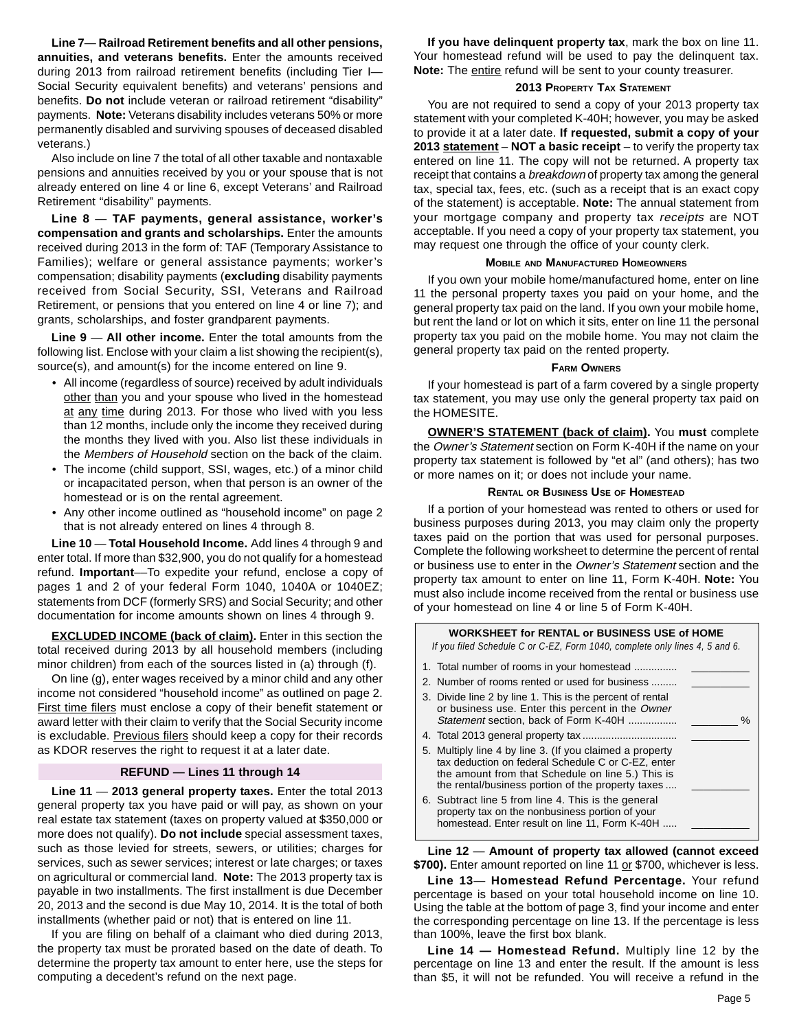**Line 7**— **Railroad Retirement benefits and all other pensions, annuities, and veterans benefits.** Enter the amounts received during 2013 from railroad retirement benefits (including Tier I—Social Security equivalent benefits) and veterans' pensions and benefits. **Do not** include veteran or railroad retirement "disability" payments. **Note:** Veterans disability includes veterans 50% or more permanently disabled and surviving spouses of deceased disabled veterans.)

Also include on line 7 the total of all other taxable and nontaxable pensions and annuities received by you or your spouse that is not already entered on line 4 or line 6, except Veterans' and Railroad Retirement "disability" payments.

**Line 8** — **TAF payments, general assistance, worker's compensation and grants and scholarships.** Enter the amounts received during 2013 in the form of: TAF (Temporary Assistance to Families); welfare or general assistance payments; worker's compensation; disability payments (**excluding** disability payments received from Social Security, SSI, Veterans and Railroad Retirement, or pensions that you entered on line 4 or line 7); and grants, scholarships, and foster grandparent payments.

**Line 9** — **All other income.** Enter the total amounts from the following list. Enclose with your claim a list showing the recipient(s), source(s), and amount(s) for the income entered on line 9.

- All income (regardless of source) received by adult individuals other than you and your spouse who lived in the homestead at any time during 2013. For those who lived with you less than 12 months, include only the income they received during the months they lived with you. Also list these individuals in the *Members of Household* section on the back of the claim.
- The income (child support, SSI, wages, etc.) of a minor child or incapacitated person, when that person is an owner of the homestead or is on the rental agreement.
- Any other income outlined as "household income" on page 2 that is not already entered on lines 4 through 8.

**Line 10** — **Total Household Income.** Add lines 4 through 9 and enter total. If more than $32,900, you do not qualify for a homestead refund. **Important**—To expedite your refund, enclose a copy of pages 1 and 2 of your federal Form 1040, 1040A or 1040EZ; statements from DCF (formerly SRS) and Social Security; and other documentation for income amounts shown on lines 4 through 9.

**EXCLUDED INCOME (back of claim).** Enter in this section the total received during 2013 by all household members (including minor children) from each of the sources listed in (a) through (f).

On line (g), enter wages received by a minor child and any other income not considered "household income" as outlined on page 2. First time filers must enclose a copy of their benefit statement or award letter with their claim to verify that the Social Security income is excludable. Previous filers should keep a copy for their records as KDOR reserves the right to request it at a later date.

## REFUND — Lines 11 through 14

**Line 11** — **2013 general property taxes.** Enter the total 2013 general property tax you have paid or will pay, as shown on your real estate tax statement (taxes on property valued at $350,000 or more does not qualify). **Do not include** special assessment taxes, such as those levied for streets, sewers, or utilities; charges for services, such as sewer services; interest or late charges; or taxes on agricultural or commercial land. **Note:** The 2013 property tax is payable in two installments. The first installment is due December 20, 2013 and the second is due May 10, 2014. It is the total of both installments (whether paid or not) that is entered on line 11.

If you are filing on behalf of a claimant who died during 2013, the property tax must be prorated based on the date of death. To determine the property tax amount to enter here, use the steps for computing a decedent's refund on the next page.

**If you have delinquent property tax**, mark the box on line 11. Your homestead refund will be used to pay the delinquent tax. **Note:** The entire refund will be sent to your county treasurer.

### 2013 Property Tax Statement

You are not required to send a copy of your 2013 property tax statement with your completed K-40H; however, you may be asked to provide it at a later date. **If requested, submit a copy of your 2013 statement – NOT a basic receipt** – to verify the property tax entered on line 11. The copy will not be returned. A property tax receipt that contains a *breakdown* of property tax among the general tax, special tax, fees, etc. (such as a receipt that is an exact copy of the statement) is acceptable. **Note:** The annual statement from your mortgage company and property tax *receipts* are NOT acceptable. If you need a copy of your property tax statement, you may request one through the office of your county clerk.

### Mobile and Manufactured Homeowners

If you own your mobile home/manufactured home, enter on line 11 the personal property taxes you paid on your home, and the general property tax paid on the land. If you own your mobile home, but rent the land or lot on which it sits, enter on line 11 the personal property tax you paid on the mobile home. You may not claim the general property tax paid on the rented property.

### Farm Owners

If your homestead is part of a farm covered by a single property tax statement, you may use only the general property tax paid on the HOMESITE.

**OWNER'S STATEMENT (back of claim).** You **must** complete the *Owner's Statement* section on Form K-40H if the name on your property tax statement is followed by "et al" (and others); has two or more names on it; or does not include your name.

### Rental or Business Use of Homestead

If a portion of your homestead was rented to others or used for business purposes during 2013, you may claim only the property taxes paid on the portion that was used for personal purposes. Complete the following worksheet to determine the percent of rental or business use to enter in the *Owner's Statement* section and the property tax amount to enter on line 11, Form K-40H. **Note:** You must also include income received from the rental or business use of your homestead on line 4 or line 5 of Form K-40H.

**WORKSHEET for RENTAL or BUSINESS USE of HOME**

*If you filed Schedule C or C-EZ, Form 1040, complete only lines 4, 5 and 6.*

| | |
|---|---|
| 1. Total number of rooms in your homestead ............... | ________ |
| 2. Number of rooms rented or used for business ......... | ________ |
| 3. Divide line 2 by line 1. This is the percent of rental or business use. Enter this percent in the *Owner Statement* section, back of Form K-40H ................. | ______ % |
| 4. Total 2013 general property tax ................................ | ________ |
| 5. Multiply line 4 by line 3. (If you claimed a property tax deduction on federal Schedule C or C-EZ, enter the amount from that Schedule on line 5.) This is the rental/business portion of the property taxes .... | ________ |
| 6. Subtract line 5 from line 4. This is the general property tax on the nonbusiness portion of your homestead. Enter result on line 11, Form K-40H ..... | ________ |

**Line 12** — **Amount of property tax allowed (cannot exceed $700).** Enter amount reported on line 11 or $700, whichever is less.

**Line 13**— **Homestead Refund Percentage.** Your refund percentage is based on your total household income on line 10. Using the table at the bottom of page 3, find your income and enter the corresponding percentage on line 13. If the percentage is less than 100%, leave the first box blank.

**Line 14 — Homestead Refund.** Multiply line 12 by the percentage on line 13 and enter the result. If the amount is less than $5, it will not be refunded. You will receive a refund in the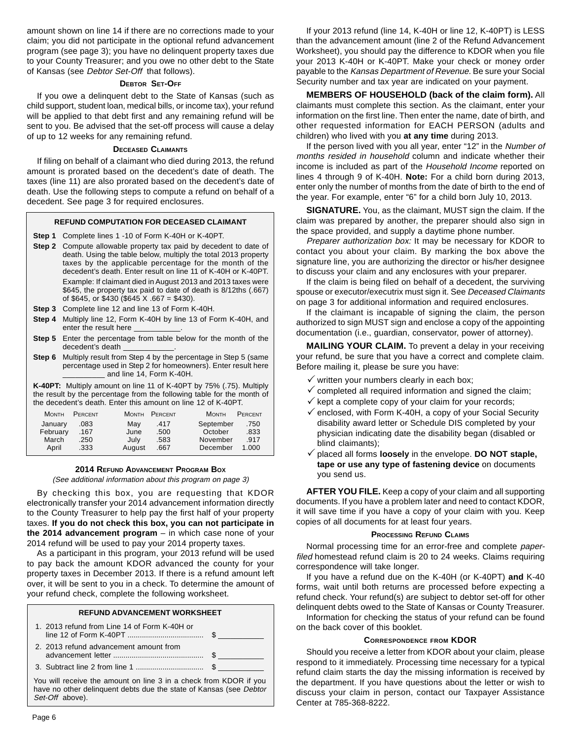amount shown on line 14 if there are no corrections made to your claim; you did not participate in the optional refund advancement program (see page 3); you have no delinquent property taxes due to your County Treasurer; and you owe no other debt to the State of Kansas (see *Debtor Set-Off* that follows).

### Debtor Set-Off

If you owe a delinquent debt to the State of Kansas (such as child support, student loan, medical bills, or income tax), your refund will be applied to that debt first and any remaining refund will be sent to you. Be advised that the set-off process will cause a delay of up to 12 weeks for any remaining refund.

### Deceased Claimants

If filing on behalf of a claimant who died during 2013, the refund amount is prorated based on the decedent's date of death. The taxes (line 11) are also prorated based on the decedent's date of death. Use the following steps to compute a refund on behalf of a decedent. See page 3 for required enclosures.

**REFUND COMPUTATION FOR DECEASED CLAIMANT**

**Step 1** Complete lines 1 -10 of Form K-40H or K-40PT.

**Step 2** Compute allowable property tax paid by decedent to date of death. Using the table below, multiply the total 2013 property taxes by the applicable percentage for the month of the decedent's death. Enter result on line 11 of K-40H or K-40PT.

Example: If claimant died in August 2013 and 2013 taxes were $645, the property tax paid to date of death is 8/12ths (.667) of $645, or $430 ($645 X .667 = $430).

**Step 3** Complete line 12 and line 13 of Form K-40H.

**Step 4** Multiply line 12, Form K-40H by line 13 of Form K-40H, and enter the result here ___________.

**Step 5** Enter the percentage from table below for the month of the decedent's death ____________.

**Step 6** Multiply result from Step 4 by the percentage in Step 5 (same percentage used in Step 2 for homeowners). Enter result here __________ and line 14, Form K-40H.

**K-40PT:** Multiply amount on line 11 of K-40PT by 75% (.75). Multiply the result by the percentage from the following table for the month of the decedent's death. Enter this amount on line 12 of K-40PT.

| Month | Percent | Month | Percent | Month | Percent |
|---|---|---|---|---|---|
| January | .083 | May | .417 | September | .750 |
| February | .167 | June | .500 | October | .833 |
| March | .250 | July | .583 | November | .917 |
| April | .333 | August | .667 | December | 1.000 |

### 2014 Refund Advancement Program Box

*(See additional information about this program on page 3)*

By checking this box, you are requesting that KDOR electronically transfer your 2014 advancement information directly to the County Treasurer to help pay the first half of your property taxes. **If you do not check this box, you can not participate in the 2014 advancement program** – in which case none of your 2014 refund will be used to pay your 2014 property taxes.

As a participant in this program, your 2013 refund will be used to pay back the amount KDOR advanced the county for your property taxes in December 2013. If there is a refund amount left over, it will be sent to you in a check. To determine the amount of your refund check, complete the following worksheet.

**REFUND ADVANCEMENT WORKSHEET**

1. 2013 refund from Line 14 of Form K-40H or line 12 of Form K-40PT .................................... $ __________
2. 2013 refund advancement amount from advancement letter ........................................... $ __________
3. Subtract line 2 from line 1 ................................ $ __________

You will receive the amount on line 3 in a check from KDOR if you have no other delinquent debts due the state of Kansas (see *Debtor Set-Off* above).

If your 2013 refund (line 14, K-40H or line 12, K-40PT) is LESS than the advancement amount (line 2 of the Refund Advancement Worksheet), you should pay the difference to KDOR when you file your 2013 K-40H or K-40PT. Make your check or money order payable to the *Kansas Department of Revenue.* Be sure your Social Security number and tax year are indicated on your payment.

**MEMBERS OF HOUSEHOLD (back of the claim form).** All claimants must complete this section. As the claimant, enter your information on the first line. Then enter the name, date of birth, and other requested information for EACH PERSON (adults and children) who lived with you **at any time** during 2013.

If the person lived with you all year, enter "12" in the *Number of months resided in household* column and indicate whether their income is included as part of the *Household Income* reported on lines 4 through 9 of K-40H. **Note:** For a child born during 2013, enter only the number of months from the date of birth to the end of the year. For example, enter "6" for a child born July 10, 2013.

**SIGNATURE.** You, as the claimant, MUST sign the claim. If the claim was prepared by another, the preparer should also sign in the space provided, and supply a daytime phone number.

*Preparer authorization box:* It may be necessary for KDOR to contact you about your claim. By marking the box above the signature line, you are authorizing the director or his/her designee to discuss your claim and any enclosures with your preparer.

If the claim is being filed on behalf of a decedent, the surviving spouse or executor/executrix must sign it. See *Deceased Claimants* on page 3 for additional information and required enclosures.

If the claimant is incapable of signing the claim, the person authorized to sign MUST sign and enclose a copy of the appointing documentation (i.e., guardian, conservator, power of attorney).

**MAILING YOUR CLAIM.** To prevent a delay in your receiving your refund, be sure that you have a correct and complete claim. Before mailing it, please be sure you have:

- ✓ written your numbers clearly in each box;
- ✓ completed all required information and signed the claim;
- ✓ kept a complete copy of your claim for your records;
- ✓ enclosed, with Form K-40H, a copy of your Social Security disability award letter or Schedule DIS completed by your physician indicating date the disability began (disabled or blind claimants);
- ✓ placed all forms **loosely** in the envelope. **DO NOT staple, tape or use any type of fastening device** on documents you send us.

**AFTER YOU FILE.** Keep a copy of your claim and all supporting documents. If you have a problem later and need to contact KDOR, it will save time if you have a copy of your claim with you. Keep copies of all documents for at least four years.

### Processing Refund Claims

Normal processing time for an error-free and complete *paper-filed* homestead refund claim is 20 to 24 weeks. Claims requiring correspondence will take longer.

If you have a refund due on the K-40H (or K-40PT) **and** K-40 forms, wait until both returns are processed before expecting a refund check. Your refund(s) are subject to debtor set-off for other delinquent debts owed to the State of Kansas or County Treasurer.

Information for checking the status of your refund can be found on the back cover of this booklet.

### Correspondence from KDOR

Should you receive a letter from KDOR about your claim, please respond to it immediately. Processing time necessary for a typical refund claim starts the day the missing information is received by the department. If you have questions about the letter or wish to discuss your claim in person, contact our Taxpayer Assistance Center at 785-368-8222.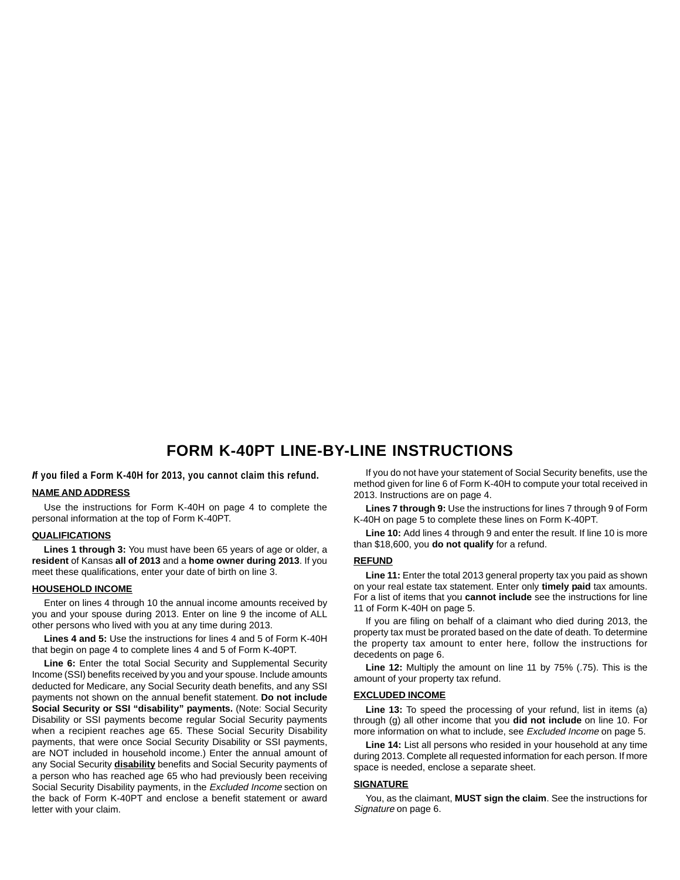# FORM K-40PT LINE-BY-LINE INSTRUCTIONS

***If you filed a Form K-40H for 2013, you cannot claim this refund.***

## NAME AND ADDRESS

Use the instructions for Form K-40H on page 4 to complete the personal information at the top of Form K-40PT.

## QUALIFICATIONS

**Lines 1 through 3:** You must have been 65 years of age or older, a **resident** of Kansas **all of 2013** and a **home owner during 2013**. If you meet these qualifications, enter your date of birth on line 3.

## HOUSEHOLD INCOME

Enter on lines 4 through 10 the annual income amounts received by you and your spouse during 2013. Enter on line 9 the income of ALL other persons who lived with you at any time during 2013.

**Lines 4 and 5:** Use the instructions for lines 4 and 5 of Form K-40H that begin on page 4 to complete lines 4 and 5 of Form K-40PT.

**Line 6:** Enter the total Social Security and Supplemental Security Income (SSI) benefits received by you and your spouse. Include amounts deducted for Medicare, any Social Security death benefits, and any SSI payments not shown on the annual benefit statement. **Do not include Social Security or SSI "disability" payments.** (Note: Social Security Disability or SSI payments become regular Social Security payments when a recipient reaches age 65. These Social Security Disability payments, that were once Social Security Disability or SSI payments, are NOT included in household income.) Enter the annual amount of any Social Security **disability** benefits and Social Security payments of a person who has reached age 65 who had previously been receiving Social Security Disability payments, in the *Excluded Income* section on the back of Form K-40PT and enclose a benefit statement or award letter with your claim.

If you do not have your statement of Social Security benefits, use the method given for line 6 of Form K-40H to compute your total received in 2013. Instructions are on page 4.

**Lines 7 through 9:** Use the instructions for lines 7 through 9 of Form K-40H on page 5 to complete these lines on Form K-40PT.

**Line 10:** Add lines 4 through 9 and enter the result. If line 10 is more than $18,600, you **do not qualify** for a refund.

## REFUND

**Line 11:** Enter the total 2013 general property tax you paid as shown on your real estate tax statement. Enter only **timely paid** tax amounts. For a list of items that you **cannot include** see the instructions for line 11 of Form K-40H on page 5.

If you are filing on behalf of a claimant who died during 2013, the property tax must be prorated based on the date of death. To determine the property tax amount to enter here, follow the instructions for decedents on page 6.

**Line 12:** Multiply the amount on line 11 by 75% (.75). This is the amount of your property tax refund.

## EXCLUDED INCOME

**Line 13:** To speed the processing of your refund, list in items (a) through (g) all other income that you **did not include** on line 10. For more information on what to include, see *Excluded Income* on page 5.

**Line 14:** List all persons who resided in your household at any time during 2013. Complete all requested information for each person. If more space is needed, enclose a separate sheet.

## SIGNATURE

You, as the claimant, **MUST sign the claim**. See the instructions for *Signature* on page 6.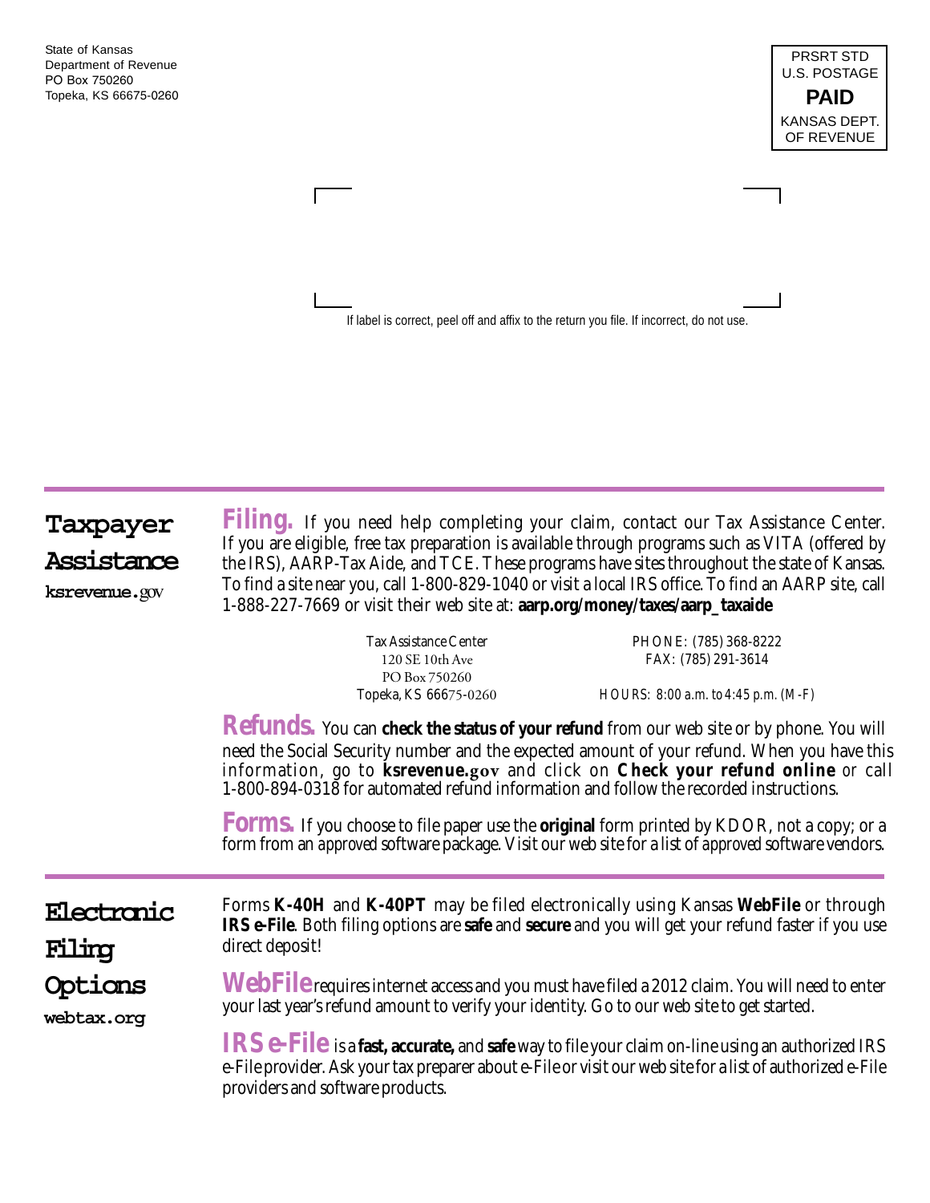State of Kansas
Department of Revenue
PO Box 750260
Topeka, KS 66675-0260

PRSRT STD
U.S. POSTAGE
**PAID**
KANSAS DEPT.
OF REVENUE

If label is correct, peel off and affix to the return you file. If incorrect, do not use.

## Taxpayer Assistance

**ksrevenue.gov**

**Filing.** If you need help completing your claim, contact our Tax Assistance Center. If you are eligible, free tax preparation is available through programs such as VITA (offered by the IRS), AARP-Tax Aide, and TCE. These programs have sites throughout the state of Kansas. To find a site near you, call 1-800-829-1040 or visit a local IRS office. To find an AARP site, call 1-888-227-7669 or visit their web site at: **aarp.org/money/taxes/aarp_taxaide**

Tax Assistance Center
120 SE 10th Ave
PO Box 750260
Topeka, KS 66675-0260

PHONE: (785) 368-8222
FAX: (785) 291-3614

HOURS: 8:00 a.m. to 4:45 p.m. (M-F)

**Refunds.** You can **check the status of your refund** from our web site or by phone. You will need the Social Security number and the expected amount of your refund. When you have this information, go to **ksrevenue.gov** and click on **Check your refund online** or call 1-800-894-0318 for automated refund information and follow the recorded instructions.

**Forms.** If you choose to file paper use the **original** form printed by KDOR, not a copy; or a form from an approved software package. Visit our web site for a list of approved software vendors.

## Electronic Filing Options

**webtax.org**

Forms **K-40H** and **K-40PT** may be filed electronically using Kansas **WebFile** or through **IRS e-File**. Both filing options are **safe** and **secure** and you will get your refund faster if you use direct deposit!

**WebFile** requires internet access and you must have filed a 2012 claim. You will need to enter your last year's refund amount to verify your identity. Go to our web site to get started.

**IRS e-File** is a **fast, accurate,** and **safe** way to file your claim on-line using an authorized IRS e-File provider. Ask your tax preparer about e-File or visit our web site for a list of authorized e-File providers and software products.